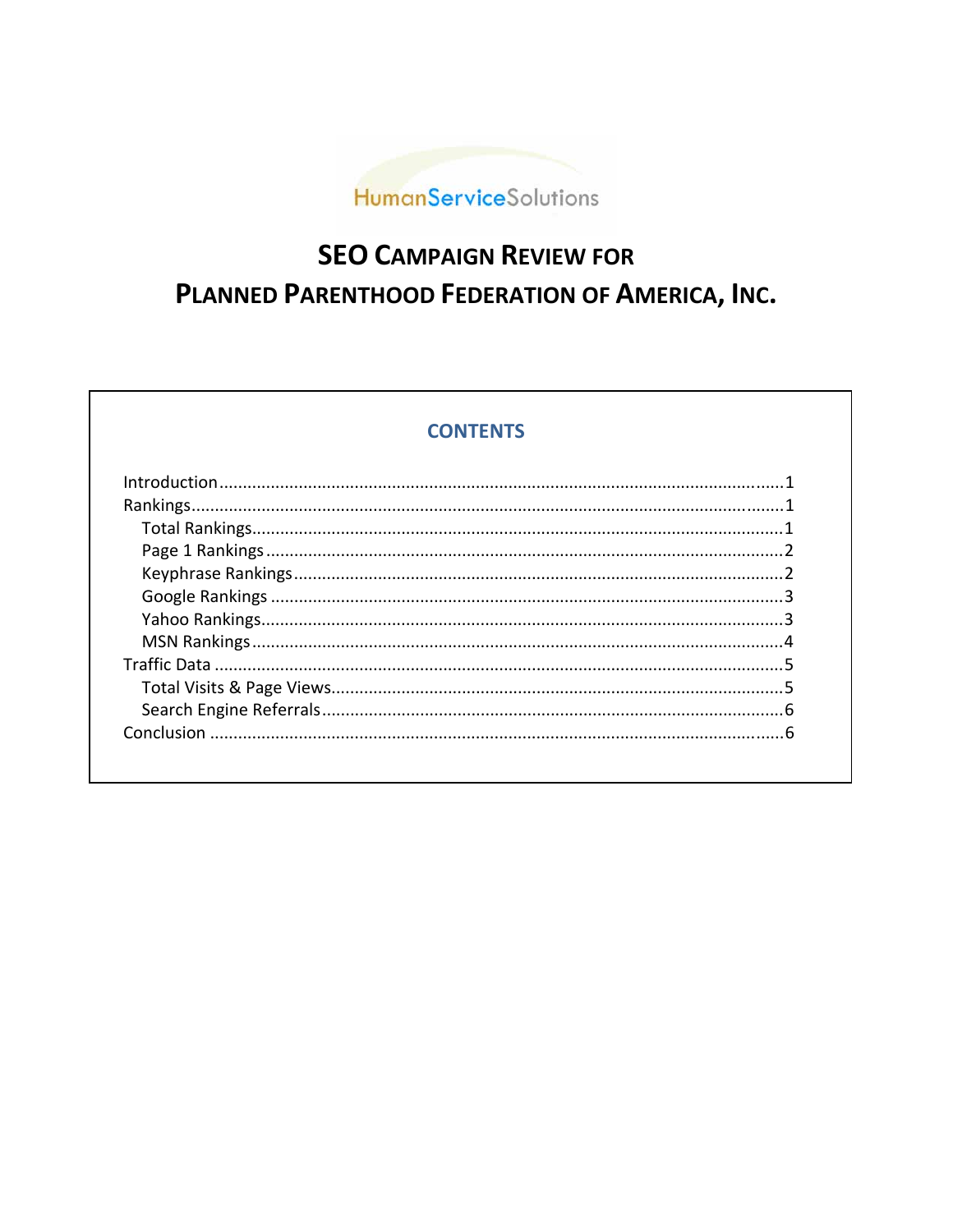HumanServiceSolutions

# SEO Campaign Review for Planned Parenthood Federation of America, Inc.

## CONTENTS

Introduction ........................................ 1
Rankings ........................................ 1
  Total Rankings ........................................ 1
  Page 1 Rankings ........................................ 2
  Keyphrase Rankings ........................................ 2
  Google Rankings ........................................ 3
  Yahoo Rankings ........................................ 3
  MSN Rankings ........................................ 4
Traffic Data ........................................ 5
  Total Visits & Page Views ........................................ 5
  Search Engine Referrals ........................................ 6
Conclusion ........................................ 6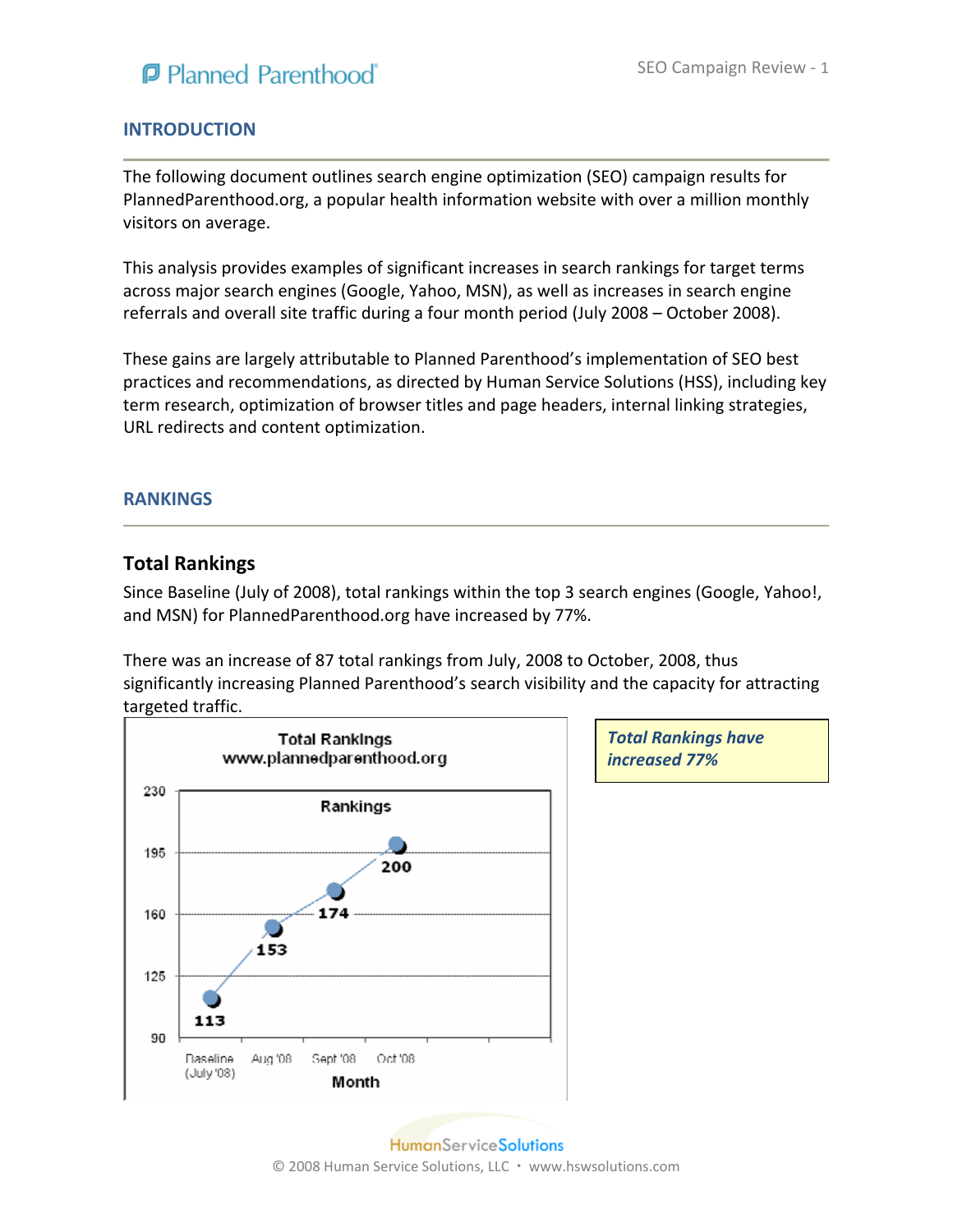## INTRODUCTION

The following document outlines search engine optimization (SEO) campaign results for PlannedParenthood.org, a popular health information website with over a million monthly visitors on average.

This analysis provides examples of significant increases in search rankings for target terms across major search engines (Google, Yahoo, MSN), as well as increases in search engine referrals and overall site traffic during a four month period (July 2008 – October 2008).

These gains are largely attributable to Planned Parenthood's implementation of SEO best practices and recommendations, as directed by Human Service Solutions (HSS), including key term research, optimization of browser titles and page headers, internal linking strategies, URL redirects and content optimization.

## RANKINGS

### Total Rankings

Since Baseline (July of 2008), total rankings within the top 3 search engines (Google, Yahoo!, and MSN) for PlannedParenthood.org have increased by 77%.

There was an increase of 87 total rankings from July, 2008 to October, 2008, thus significantly increasing Planned Parenthood's search visibility and the capacity for attracting targeted traffic.

**Total Rankings**
**www.plannedparenthood.org**

| Month | Rankings |
|---|---|
| Baseline (July '08) | 113 |
| Aug '08 | 153 |
| Sept '08 | 174 |
| Oct '08 | 200 |

***Total Rankings have increased 77%***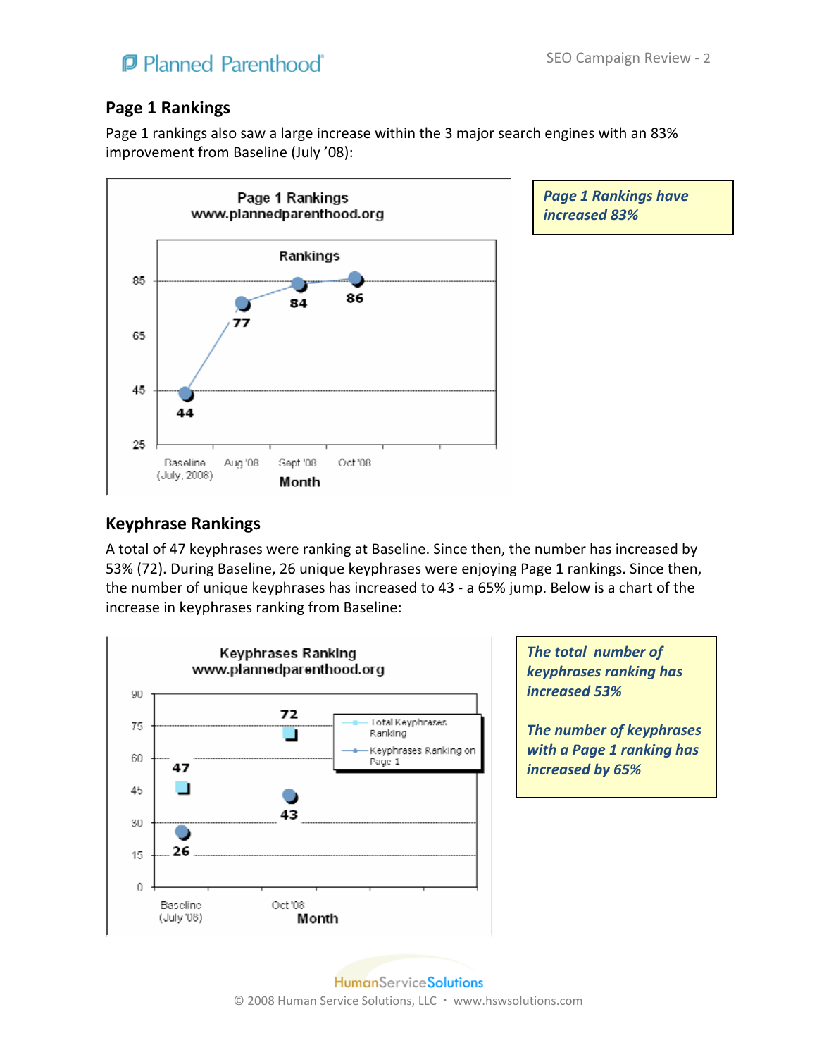## Page 1 Rankings

Page 1 rankings also saw a large increase within the 3 major search engines with an 83% improvement from Baseline (July '08):

Page 1 Rankings
www.plannedparenthood.org

| Month | Rankings |
| --- | --- |
| Baseline (July, 2008) | 44 |
| Aug '08 | 77 |
| Sept '08 | 84 |
| Oct '08 | 86 |

***Page 1 Rankings have increased 83%***

## Keyphrase Rankings

A total of 47 keyphrases were ranking at Baseline. Since then, the number has increased by 53% (72). During Baseline, 26 unique keyphrases were enjoying Page 1 rankings. Since then, the number of unique keyphrases has increased to 43 - a 65% jump. Below is a chart of the increase in keyphrases ranking from Baseline:

Keyphrases Ranking
www.plannedparenthood.org

| Month | Total Keyphrases Ranking | Keyphrases Ranking on Page 1 |
| --- | --- | --- |
| Baseline (July '08) | 47 | 26 |
| Oct '08 | 72 | 43 |

***The total number of keyphrases ranking has increased 53%***

***The number of keyphrases with a Page 1 ranking has increased by 65%***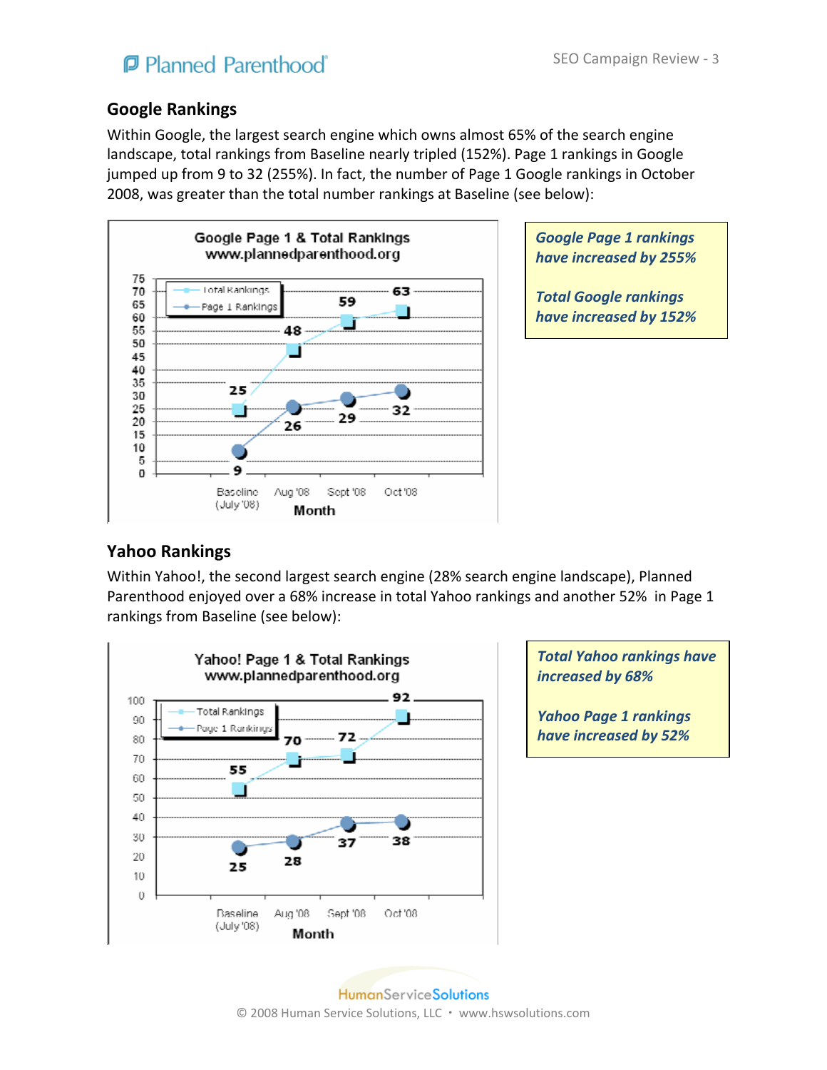## Google Rankings

Within Google, the largest search engine which owns almost 65% of the search engine landscape, total rankings from Baseline nearly tripled (152%). Page 1 rankings in Google jumped up from 9 to 32 (255%). In fact, the number of Page 1 Google rankings in October 2008, was greater than the total number rankings at Baseline (see below):

**Google Page 1 & Total Rankings**
**www.plannedparenthood.org**

| Month | Total Rankings | Page 1 Rankings |
| --- | --- | --- |
| Baseline (July '08) | 25 | 9 |
| Aug '08 | 48 | 26 |
| Sept '08 | 59 | 29 |
| Oct '08 | 63 | 32 |

***Google Page 1 rankings have increased by 255%***

***Total Google rankings have increased by 152%***

## Yahoo Rankings

Within Yahoo!, the second largest search engine (28% search engine landscape), Planned Parenthood enjoyed over a 68% increase in total Yahoo rankings and another 52% in Page 1 rankings from Baseline (see below):

**Yahoo! Page 1 & Total Rankings**
**www.plannedparenthood.org**

| Month | Total Rankings | Page 1 Rankings |
| --- | --- | --- |
| Baseline (July '08) | 55 | 25 |
| Aug '08 | 70 | 28 |
| Sept '08 | 72 | 37 |
| Oct '08 | 92 | 38 |

***Total Yahoo rankings have increased by 68%***

***Yahoo Page 1 rankings have increased by 52%***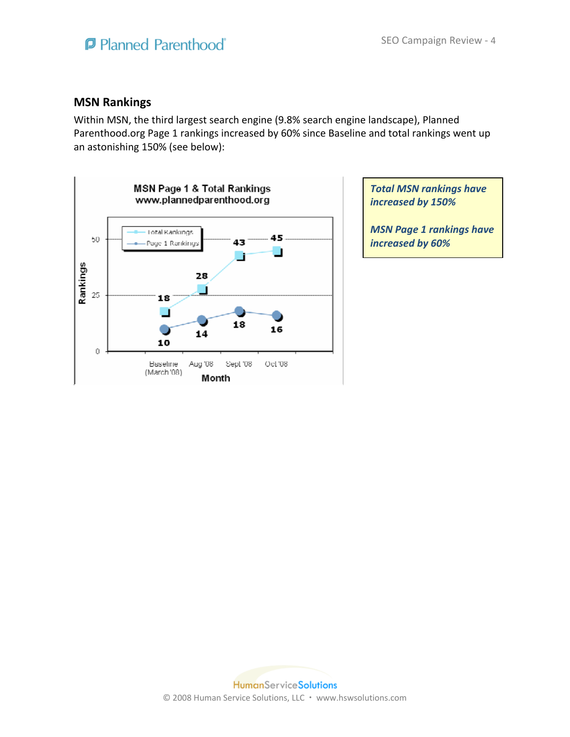## MSN Rankings

Within MSN, the third largest search engine (9.8% search engine landscape), Planned Parenthood.org Page 1 rankings increased by 60% since Baseline and total rankings went up an astonishing 150% (see below):

**MSN Page 1 & Total Rankings**
**www.plannedparenthood.org**

| Month | Total Rankings | Page 1 Rankings |
|---|---|---|
| Baseline (March '08) | 18 | 10 |
| Aug '08 | 28 | 14 |
| Sept '08 | 43 | 18 |
| Oct '08 | 45 | 16 |

***Total MSN rankings have increased by 150%***

***MSN Page 1 rankings have increased by 60%***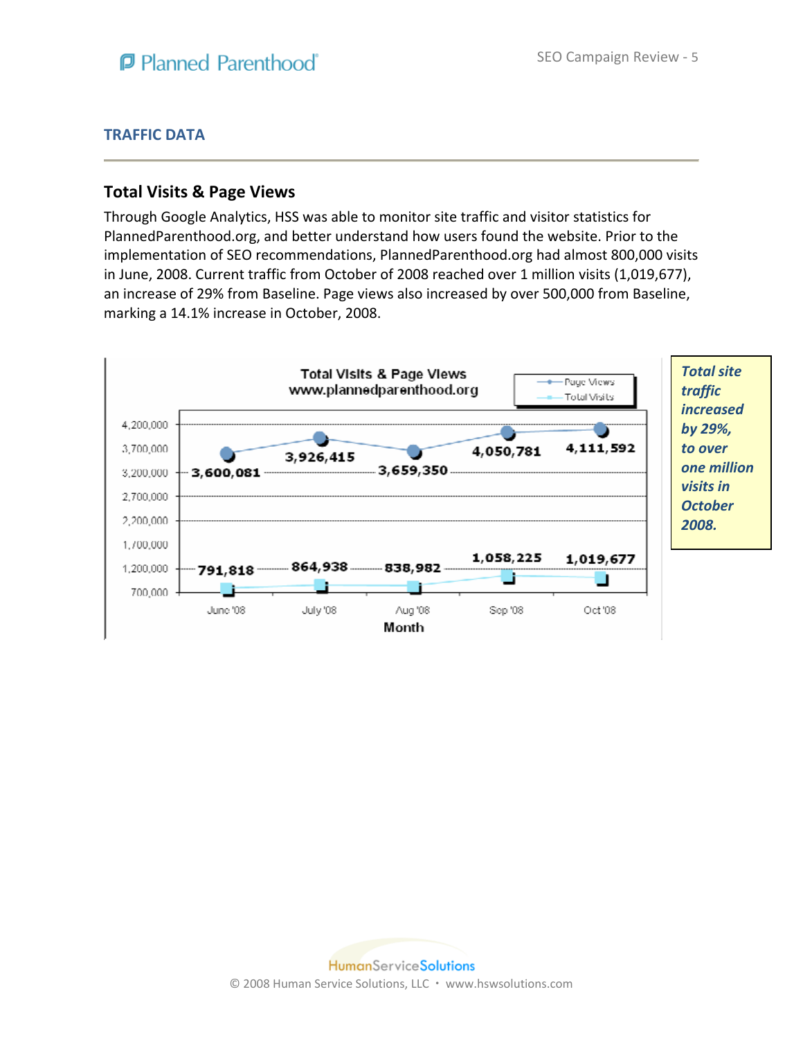## TRAFFIC DATA

### Total Visits & Page Views

Through Google Analytics, HSS was able to monitor site traffic and visitor statistics for PlannedParenthood.org, and better understand how users found the website. Prior to the implementation of SEO recommendations, PlannedParenthood.org had almost 800,000 visits in June, 2008. Current traffic from October of 2008 reached over 1 million visits (1,019,677), an increase of 29% from Baseline. Page views also increased by over 500,000 from Baseline, marking a 14.1% increase in October, 2008.

**Total Visits & Page Views**
**www.plannedparenthood.org**

| Month | Page Views | Total Visits |
|---|---|---|
| June '08 | 3,600,081 | 791,818 |
| July '08 | 3,926,415 | 864,938 |
| Aug '08 | 3,659,350 | 838,982 |
| Sep '08 | 4,050,781 | 1,058,225 |
| Oct '08 | 4,111,592 | 1,019,677 |

***Total site traffic increased by 29%, to over one million visits in October 2008.***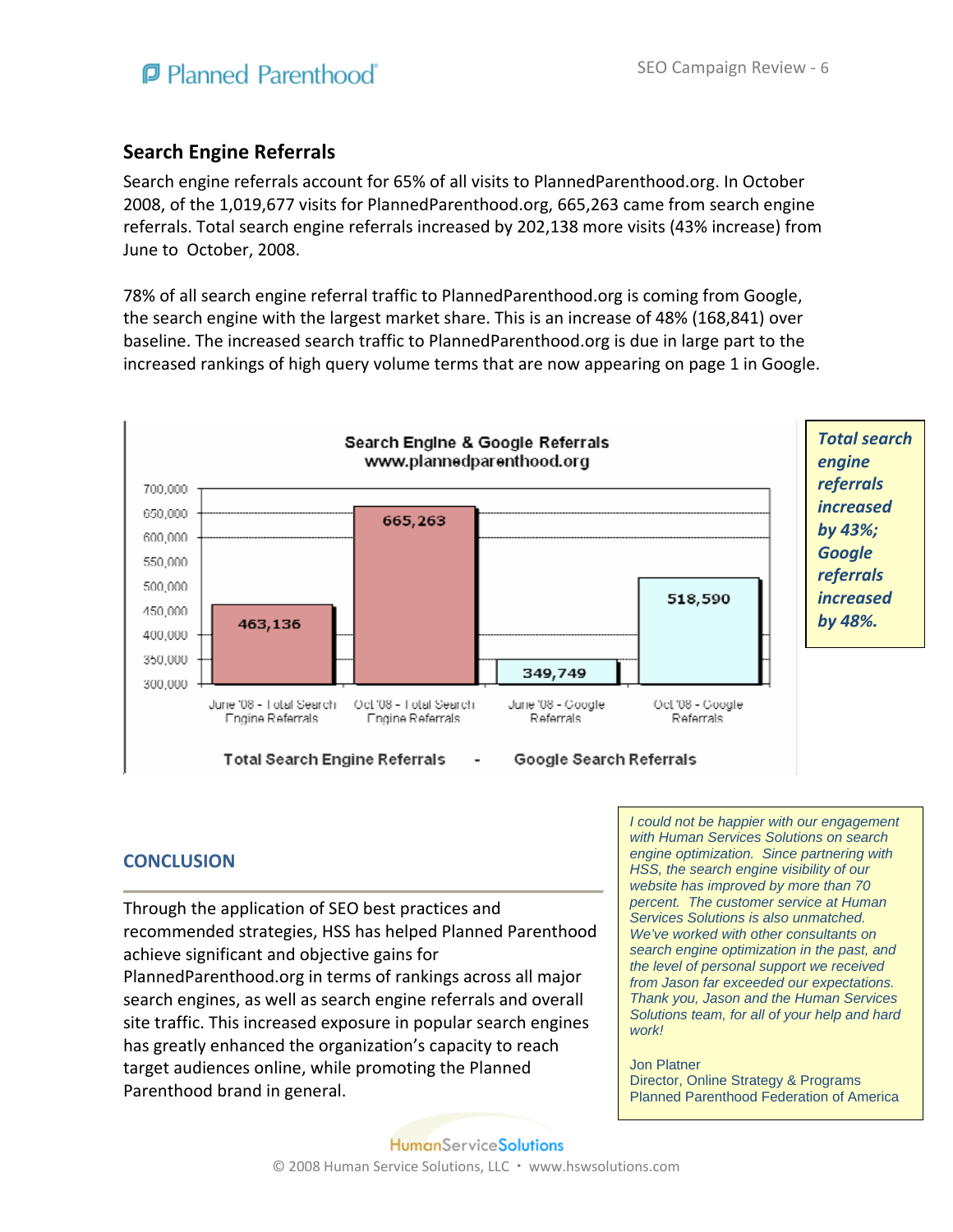## Search Engine Referrals

Search engine referrals account for 65% of all visits to PlannedParenthood.org. In October 2008, of the 1,019,677 visits for PlannedParenthood.org, 665,263 came from search engine referrals. Total search engine referrals increased by 202,138 more visits (43% increase) from June to October, 2008.

78% of all search engine referral traffic to PlannedParenthood.org is coming from Google, the search engine with the largest market share. This is an increase of 48% (168,841) over baseline. The increased search traffic to PlannedParenthood.org is due in large part to the increased rankings of high query volume terms that are now appearing on page 1 in Google.

Search Engine & Google Referrals
www.plannedparenthood.org

700,000
650,000
600,000
550,000
500,000
450,000
400,000
350,000
300,000

463,136
665,263
349,749
518,590

June '08 - Total Search Engine Referrals
Oct '08 - Total Search Engine Referrals
June '08 - Google Referrals
Oct '08 - Google Referrals

Total Search Engine Referrals - Google Search Referrals

***Total search engine referrals increased by 43%; Google referrals increased by 48%.***

## CONCLUSION

Through the application of SEO best practices and recommended strategies, HSS has helped Planned Parenthood achieve significant and objective gains for PlannedParenthood.org in terms of rankings across all major search engines, as well as search engine referrals and overall site traffic. This increased exposure in popular search engines has greatly enhanced the organization's capacity to reach target audiences online, while promoting the Planned Parenthood brand in general.

*I could not be happier with our engagement with Human Services Solutions on search engine optimization. Since partnering with HSS, the search engine visibility of our website has improved by more than 70 percent. The customer service at Human Services Solutions is also unmatched. We've worked with other consultants on search engine optimization in the past, and the level of personal support we received from Jason far exceeded our expectations. Thank you, Jason and the Human Services Solutions team, for all of your help and hard work!*

Jon Platner
Director, Online Strategy & Programs
Planned Parenthood Federation of America